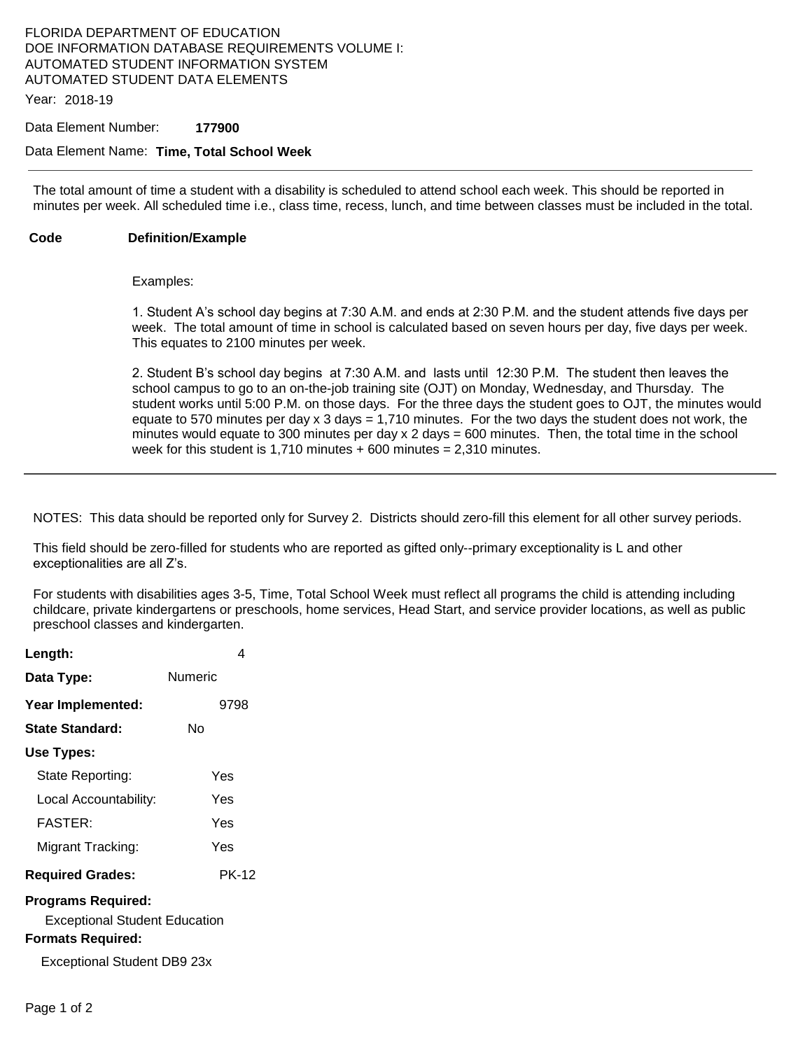FLORIDA DEPARTMENT OF EDUCATION
DOE INFORMATION DATABASE REQUIREMENTS VOLUME I:
AUTOMATED STUDENT INFORMATION SYSTEM
AUTOMATED STUDENT DATA ELEMENTS

Year: 2018-19

Data Element Number: **177900**

Data Element Name: **Time, Total School Week**

---

The total amount of time a student with a disability is scheduled to attend school each week. This should be reported in minutes per week. All scheduled time i.e., class time, recess, lunch, and time between classes must be included in the total.

**Code** **Definition/Example**

Examples:

1. Student A's school day begins at 7:30 A.M. and ends at 2:30 P.M. and the student attends five days per week. The total amount of time in school is calculated based on seven hours per day, five days per week. This equates to 2100 minutes per week.

2. Student B's school day begins at 7:30 A.M. and lasts until 12:30 P.M. The student then leaves the school campus to go to an on-the-job training site (OJT) on Monday, Wednesday, and Thursday. The student works until 5:00 P.M. on those days. For the three days the student goes to OJT, the minutes would equate to 570 minutes per day x 3 days = 1,710 minutes. For the two days the student does not work, the minutes would equate to 300 minutes per day x 2 days = 600 minutes. Then, the total time in the school week for this student is 1,710 minutes + 600 minutes = 2,310 minutes.

---

NOTES: This data should be reported only for Survey 2. Districts should zero-fill this element for all other survey periods.

This field should be zero-filled for students who are reported as gifted only--primary exceptionality is L and other exceptionalities are all Z's.

For students with disabilities ages 3-5, Time, Total School Week must reflect all programs the child is attending including childcare, private kindergartens or preschools, home services, Head Start, and service provider locations, as well as public preschool classes and kindergarten.

**Length:** 4

**Data Type:** Numeric

**Year Implemented:** 9798

**State Standard:** No

**Use Types:**

State Reporting: Yes

Local Accountability: Yes

FASTER: Yes

Migrant Tracking: Yes

**Required Grades:** PK-12

**Programs Required:**

Exceptional Student Education

**Formats Required:**

Exceptional Student DB9 23x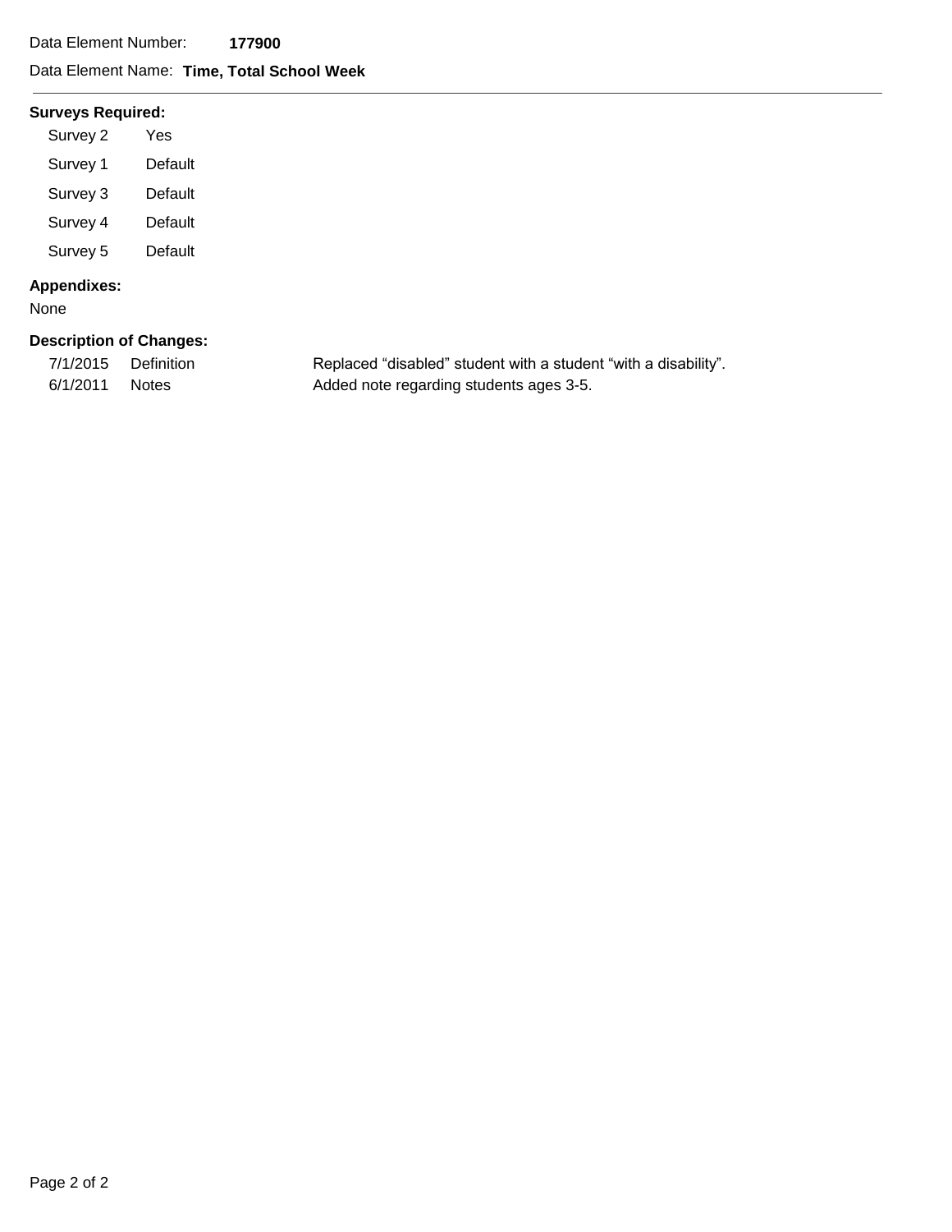Data Element Number: **177900**

Data Element Name: **Time, Total School Week**

---

**Surveys Required:**

| | |
|---|---|
| Survey 2 | Yes |
| Survey 1 | Default |
| Survey 3 | Default |
| Survey 4 | Default |
| Survey 5 | Default |

**Appendixes:**

None

**Description of Changes:**

| | | |
|---|---|---|
| 7/1/2015 | Definition | Replaced “disabled” student with a student “with a disability”. |
| 6/1/2011 | Notes | Added note regarding students ages 3-5. |